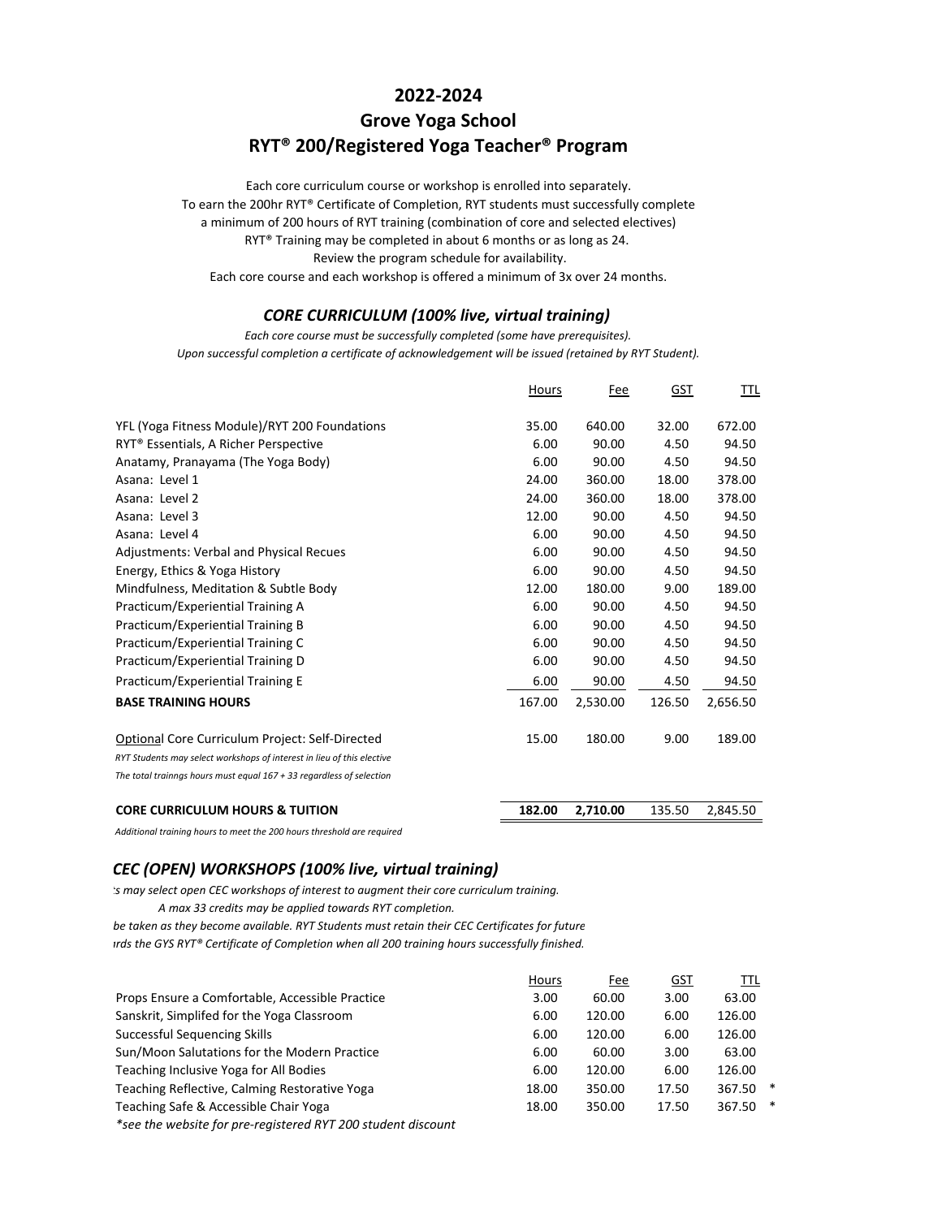# 2022-2024
# Grove Yoga School
# RYT® 200/Registered Yoga Teacher® Program

Each core curriculum course or workshop is enrolled into separately.
To earn the 200hr RYT® Certificate of Completion, RYT students must successfully complete
a minimum of 200 hours of RYT training (combination of core and selected electives)
RYT® Training may be completed in about 6 months or as long as 24.
Review the program schedule for availability.
Each core course and each workshop is offered a minimum of 3x over 24 months.

### *CORE CURRICULUM (100% live, virtual training)*

*Each core course must be successfully completed (some have prerequisites).*
*Upon successful completion a certificate of acknowledgement will be issued (retained by RYT Student).*

| | Hours | Fee | GST | TTL |
|---|---|---|---|---|
| YFL (Yoga Fitness Module)/RYT 200 Foundations | 35.00 | 640.00 | 32.00 | 672.00 |
| RYT® Essentials, A Richer Perspective | 6.00 | 90.00 | 4.50 | 94.50 |
| Anatamy, Pranayama (The Yoga Body) | 6.00 | 90.00 | 4.50 | 94.50 |
| Asana: Level 1 | 24.00 | 360.00 | 18.00 | 378.00 |
| Asana: Level 2 | 24.00 | 360.00 | 18.00 | 378.00 |
| Asana: Level 3 | 12.00 | 90.00 | 4.50 | 94.50 |
| Asana: Level 4 | 6.00 | 90.00 | 4.50 | 94.50 |
| Adjustments: Verbal and Physical Recues | 6.00 | 90.00 | 4.50 | 94.50 |
| Energy, Ethics & Yoga History | 6.00 | 90.00 | 4.50 | 94.50 |
| Mindfulness, Meditation & Subtle Body | 12.00 | 180.00 | 9.00 | 189.00 |
| Practicum/Experiential Training A | 6.00 | 90.00 | 4.50 | 94.50 |
| Practicum/Experiential Training B | 6.00 | 90.00 | 4.50 | 94.50 |
| Practicum/Experiential Training C | 6.00 | 90.00 | 4.50 | 94.50 |
| Practicum/Experiential Training D | 6.00 | 90.00 | 4.50 | 94.50 |
| Practicum/Experiential Training E | 6.00 | 90.00 | 4.50 | 94.50 |
| **BASE TRAINING HOURS** | 167.00 | 2,530.00 | 126.50 | 2,656.50 |
| Optional Core Curriculum Project: Self-Directed | 15.00 | 180.00 | 9.00 | 189.00 |
| *RYT Students may select workshops of interest in lieu of this elective* | | | | |
| *The total trainngs hours must equal 167 + 33 regardless of selection* | | | | |
| **CORE CURRICULUM HOURS & TUITION** | **182.00** | **2,710.00** | 135.50 | 2,845.50 |

*Additional training hours to meet the 200 hours threshold are required*

### *CEC (OPEN) WORKSHOPS (100% live, virtual training)*

*ts may select open CEC workshops of interest to augment their core curriculum training.*
*A max 33 credits may be applied towards RYT completion.*
*be taken as they become available. RYT Students must retain their CEC Certificates for future*
*ırds the GYS RYT® Certificate of Completion when all 200 training hours successfully finished.*

| | Hours | Fee | GST | TTL | |
|---|---|---|---|---|---|
| Props Ensure a Comfortable, Accessible Practice | 3.00 | 60.00 | 3.00 | 63.00 | |
| Sanskrit, Simplifed for the Yoga Classroom | 6.00 | 120.00 | 6.00 | 126.00 | |
| Successful Sequencing Skills | 6.00 | 120.00 | 6.00 | 126.00 | |
| Sun/Moon Salutations for the Modern Practice | 6.00 | 60.00 | 3.00 | 63.00 | |
| Teaching Inclusive Yoga for All Bodies | 6.00 | 120.00 | 6.00 | 126.00 | |
| Teaching Reflective, Calming Restorative Yoga | 18.00 | 350.00 | 17.50 | 367.50 | * |
| Teaching Safe & Accessible Chair Yoga | 18.00 | 350.00 | 17.50 | 367.50 | * |

*\*see the website for pre-registered RYT 200 student discount*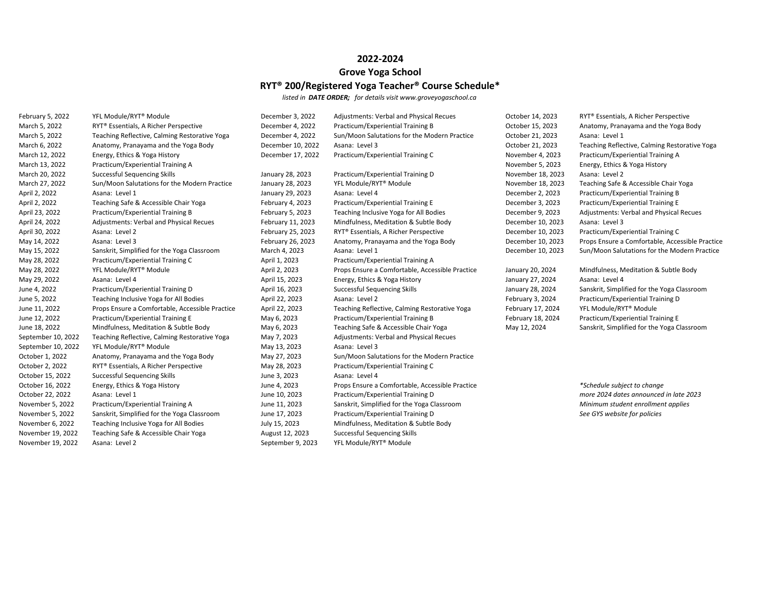## 2022-2024

## Grove Yoga School

## RYT® 200/Registered Yoga Teacher® Course Schedule*

*listed in **DATE ORDER;** for details visit www.groveyogaschool.ca*

| Date | Course |
| --- | --- |
| February 5, 2022 | YFL Module/RYT® Module |
| March 5, 2022 | RYT® Essentials, A Richer Perspective |
| March 5, 2022 | Teaching Reflective, Calming Restorative Yoga |
| March 6, 2022 | Anatomy, Pranayama and the Yoga Body |
| March 12, 2022 | Energy, Ethics & Yoga History |
| March 13, 2022 | Practicum/Experiential Training A |
| March 20, 2022 | Successful Sequencing Skills |
| March 27, 2022 | Sun/Moon Salutations for the Modern Practice |
| April 2, 2022 | Asana: Level 1 |
| April 2, 2022 | Teaching Safe & Accessible Chair Yoga |
| April 23, 2022 | Practicum/Experiential Training B |
| April 24, 2022 | Adjustments: Verbal and Physical Recues |
| April 30, 2022 | Asana: Level 2 |
| May 14, 2022 | Asana: Level 3 |
| May 15, 2022 | Sanskrit, Simplified for the Yoga Classroom |
| May 28, 2022 | Practicum/Experiential Training C |
| May 28, 2022 | YFL Module/RYT® Module |
| May 29, 2022 | Asana: Level 4 |
| June 4, 2022 | Practicum/Experiential Training D |
| June 5, 2022 | Teaching Inclusive Yoga for All Bodies |
| June 11, 2022 | Props Ensure a Comfortable, Accessible Practice |
| June 12, 2022 | Practicum/Experiential Training E |
| June 18, 2022 | Mindfulness, Meditation & Subtle Body |
| September 10, 2022 | Teaching Reflective, Calming Restorative Yoga |
| September 10, 2022 | YFL Module/RYT® Module |
| October 1, 2022 | Anatomy, Pranayama and the Yoga Body |
| October 2, 2022 | RYT® Essentials, A Richer Perspective |
| October 15, 2022 | Successful Sequencing Skills |
| October 16, 2022 | Energy, Ethics & Yoga History |
| October 22, 2022 | Asana: Level 1 |
| November 5, 2022 | Practicum/Experiential Training A |
| November 5, 2022 | Sanskrit, Simplified for the Yoga Classroom |
| November 6, 2022 | Teaching Inclusive Yoga for All Bodies |
| November 19, 2022 | Teaching Safe & Accessible Chair Yoga |
| November 19, 2022 | Asana: Level 2 |

| Date | Course |
| --- | --- |
| December 3, 2022 | Adjustments: Verbal and Physical Recues |
| December 4, 2022 | Practicum/Experiential Training B |
| December 4, 2022 | Sun/Moon Salutations for the Modern Practice |
| December 10, 2022 | Asana: Level 3 |
| December 17, 2022 | Practicum/Experiential Training C |
| January 28, 2023 | Practicum/Experiential Training D |
| January 28, 2023 | YFL Module/RYT® Module |
| January 29, 2023 | Asana: Level 4 |
| February 4, 2023 | Practicum/Experiential Training E |
| February 5, 2023 | Teaching Inclusive Yoga for All Bodies |
| February 11, 2023 | Mindfulness, Meditation & Subtle Body |
| February 25, 2023 | RYT® Essentials, A Richer Perspective |
| February 26, 2023 | Anatomy, Pranayama and the Yoga Body |
| March 4, 2023 | Asana: Level 1 |
| April 1, 2023 | Practicum/Experiential Training A |
| April 2, 2023 | Props Ensure a Comfortable, Accessible Practice |
| April 15, 2023 | Energy, Ethics & Yoga History |
| April 16, 2023 | Successful Sequencing Skills |
| April 22, 2023 | Asana: Level 2 |
| April 22, 2023 | Teaching Reflective, Calming Restorative Yoga |
| May 6, 2023 | Practicum/Experiential Training B |
| May 6, 2023 | Teaching Safe & Accessible Chair Yoga |
| May 7, 2023 | Adjustments: Verbal and Physical Recues |
| May 13, 2023 | Asana: Level 3 |
| May 27, 2023 | Sun/Moon Salutations for the Modern Practice |
| May 28, 2023 | Practicum/Experiential Training C |
| June 3, 2023 | Asana: Level 4 |
| June 4, 2023 | Props Ensure a Comfortable, Accessible Practice |
| June 10, 2023 | Practicum/Experiential Training D |
| June 11, 2023 | Sanskrit, Simplified for the Yoga Classroom |
| June 17, 2023 | Practicum/Experiential Training D |
| July 15, 2023 | Mindfulness, Meditation & Subtle Body |
| August 12, 2023 | Successful Sequencing Skills |
| September 9, 2023 | YFL Module/RYT® Module |

| Date | Course |
| --- | --- |
| October 14, 2023 | RYT® Essentials, A Richer Perspective |
| October 15, 2023 | Anatomy, Pranayama and the Yoga Body |
| October 21, 2023 | Asana: Level 1 |
| October 21, 2023 | Teaching Reflective, Calming Restorative Yoga |
| November 4, 2023 | Practicum/Experiential Training A |
| November 5, 2023 | Energy, Ethics & Yoga History |
| November 18, 2023 | Asana: Level 2 |
| November 18, 2023 | Teaching Safe & Accessible Chair Yoga |
| December 2, 2023 | Practicum/Experiential Training B |
| December 3, 2023 | Practicum/Experiential Training E |
| December 9, 2023 | Adjustments: Verbal and Physical Recues |
| December 10, 2023 | Asana: Level 3 |
| December 10, 2023 | Practicum/Experiential Training C |
| December 10, 2023 | Props Ensure a Comfortable, Accessible Practice |
| December 10, 2023 | Sun/Moon Salutations for the Modern Practice |
| January 20, 2024 | Mindfulness, Meditation & Subtle Body |
| January 27, 2024 | Asana: Level 4 |
| January 28, 2024 | Sanskrit, Simplified for the Yoga Classroom |
| February 3, 2024 | Practicum/Experiential Training D |
| February 17, 2024 | YFL Module/RYT® Module |
| February 18, 2024 | Practicum/Experiential Training E |
| May 12, 2024 | Sanskrit, Simplified for the Yoga Classroom |

*\*Schedule subject to change*
*more 2024 dates announced in late 2023*
*Minimum student enrollment applies*
*See GYS website for policies*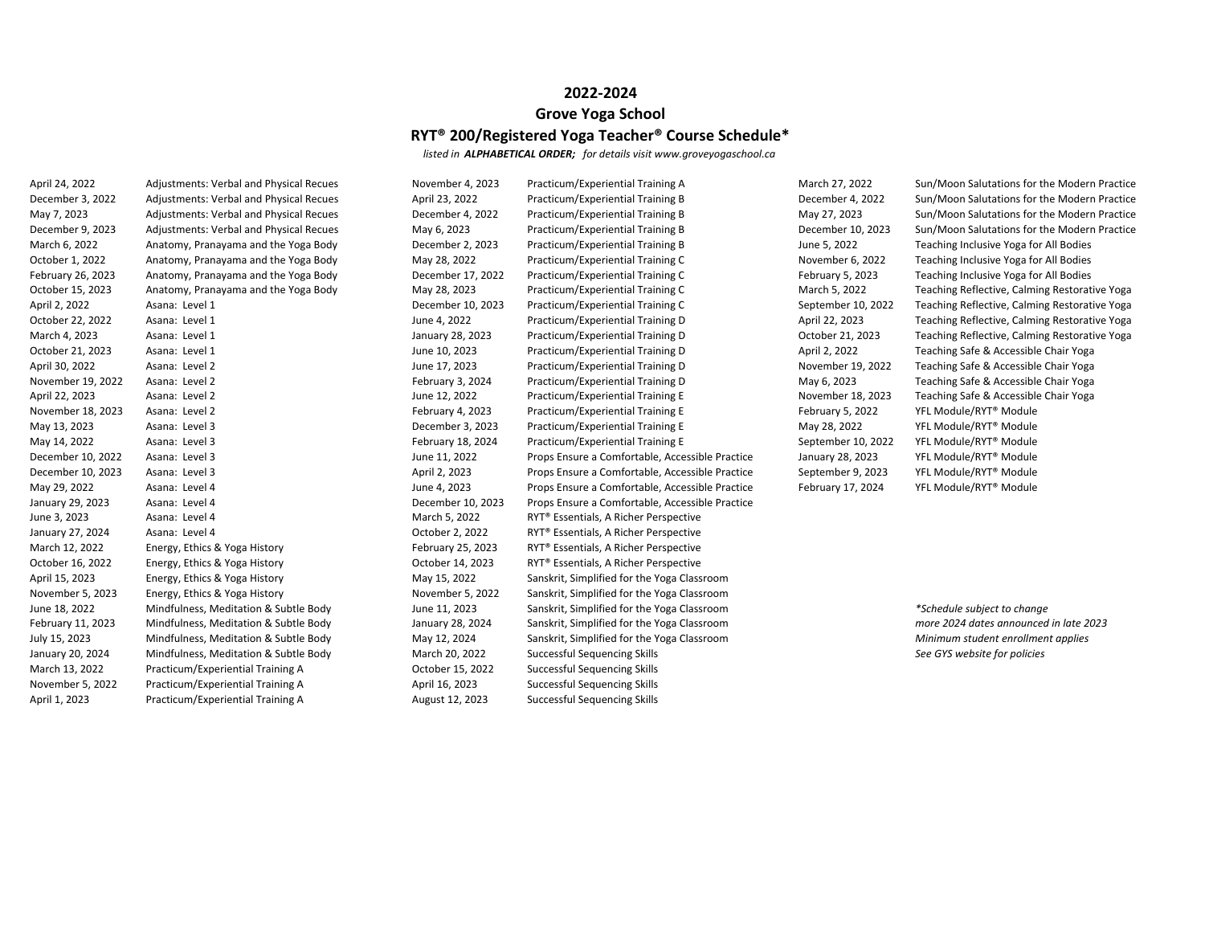**2022-2024**

**Grove Yoga School**

**RYT® 200/Registered Yoga Teacher® Course Schedule***

*listed in* ***ALPHABETICAL ORDER;*** *for details visit www.groveyogaschool.ca*

| | |
|---|---|
| April 24, 2022 | Adjustments: Verbal and Physical Recues |
| December 3, 2022 | Adjustments: Verbal and Physical Recues |
| May 7, 2023 | Adjustments: Verbal and Physical Recues |
| December 9, 2023 | Adjustments: Verbal and Physical Recues |
| March 6, 2022 | Anatomy, Pranayama and the Yoga Body |
| October 1, 2022 | Anatomy, Pranayama and the Yoga Body |
| February 26, 2023 | Anatomy, Pranayama and the Yoga Body |
| October 15, 2023 | Anatomy, Pranayama and the Yoga Body |
| April 2, 2022 | Asana: Level 1 |
| October 22, 2022 | Asana: Level 1 |
| March 4, 2023 | Asana: Level 1 |
| October 21, 2023 | Asana: Level 1 |
| April 30, 2022 | Asana: Level 2 |
| November 19, 2022 | Asana: Level 2 |
| April 22, 2023 | Asana: Level 2 |
| November 18, 2023 | Asana: Level 2 |
| May 13, 2023 | Asana: Level 3 |
| May 14, 2022 | Asana: Level 3 |
| December 10, 2022 | Asana: Level 3 |
| December 10, 2023 | Asana: Level 3 |
| May 29, 2022 | Asana: Level 4 |
| January 29, 2023 | Asana: Level 4 |
| June 3, 2023 | Asana: Level 4 |
| January 27, 2024 | Asana: Level 4 |
| March 12, 2022 | Energy, Ethics & Yoga History |
| October 16, 2022 | Energy, Ethics & Yoga History |
| April 15, 2023 | Energy, Ethics & Yoga History |
| November 5, 2023 | Energy, Ethics & Yoga History |
| June 18, 2022 | Mindfulness, Meditation & Subtle Body |
| February 11, 2023 | Mindfulness, Meditation & Subtle Body |
| July 15, 2023 | Mindfulness, Meditation & Subtle Body |
| January 20, 2024 | Mindfulness, Meditation & Subtle Body |
| March 13, 2022 | Practicum/Experiential Training A |
| November 5, 2022 | Practicum/Experiential Training A |
| April 1, 2023 | Practicum/Experiential Training A |
| November 4, 2023 | Practicum/Experiential Training A |
| April 23, 2022 | Practicum/Experiential Training B |
| December 4, 2022 | Practicum/Experiential Training B |
| May 6, 2023 | Practicum/Experiential Training B |
| December 2, 2023 | Practicum/Experiential Training B |
| May 28, 2022 | Practicum/Experiential Training C |
| December 17, 2022 | Practicum/Experiential Training C |
| May 28, 2023 | Practicum/Experiential Training C |
| December 10, 2023 | Practicum/Experiential Training C |
| June 4, 2022 | Practicum/Experiential Training D |
| January 28, 2023 | Practicum/Experiential Training D |
| June 10, 2023 | Practicum/Experiential Training D |
| June 17, 2023 | Practicum/Experiential Training D |
| February 3, 2024 | Practicum/Experiential Training D |
| June 12, 2022 | Practicum/Experiential Training E |
| February 4, 2023 | Practicum/Experiential Training E |
| December 3, 2023 | Practicum/Experiential Training E |
| February 18, 2024 | Practicum/Experiential Training E |
| June 11, 2022 | Props Ensure a Comfortable, Accessible Practice |
| April 2, 2023 | Props Ensure a Comfortable, Accessible Practice |
| June 4, 2023 | Props Ensure a Comfortable, Accessible Practice |
| December 10, 2023 | Props Ensure a Comfortable, Accessible Practice |
| March 5, 2022 | RYT® Essentials, A Richer Perspective |
| October 2, 2022 | RYT® Essentials, A Richer Perspective |
| February 25, 2023 | RYT® Essentials, A Richer Perspective |
| October 14, 2023 | RYT® Essentials, A Richer Perspective |
| May 15, 2022 | Sanskrit, Simplified for the Yoga Classroom |
| November 5, 2022 | Sanskrit, Simplified for the Yoga Classroom |
| June 11, 2023 | Sanskrit, Simplified for the Yoga Classroom |
| January 28, 2024 | Sanskrit, Simplified for the Yoga Classroom |
| May 12, 2024 | Sanskrit, Simplified for the Yoga Classroom |
| March 20, 2022 | Successful Sequencing Skills |
| October 15, 2022 | Successful Sequencing Skills |
| April 16, 2023 | Successful Sequencing Skills |
| August 12, 2023 | Successful Sequencing Skills |
| March 27, 2022 | Sun/Moon Salutations for the Modern Practice |
| December 4, 2022 | Sun/Moon Salutations for the Modern Practice |
| May 27, 2023 | Sun/Moon Salutations for the Modern Practice |
| December 10, 2023 | Sun/Moon Salutations for the Modern Practice |
| June 5, 2022 | Teaching Inclusive Yoga for All Bodies |
| November 6, 2022 | Teaching Inclusive Yoga for All Bodies |
| February 5, 2023 | Teaching Inclusive Yoga for All Bodies |
| March 5, 2022 | Teaching Reflective, Calming Restorative Yoga |
| September 10, 2022 | Teaching Reflective, Calming Restorative Yoga |
| April 22, 2023 | Teaching Reflective, Calming Restorative Yoga |
| October 21, 2023 | Teaching Reflective, Calming Restorative Yoga |
| April 2, 2022 | Teaching Safe & Accessible Chair Yoga |
| November 19, 2022 | Teaching Safe & Accessible Chair Yoga |
| May 6, 2023 | Teaching Safe & Accessible Chair Yoga |
| November 18, 2023 | Teaching Safe & Accessible Chair Yoga |
| February 5, 2022 | YFL Module/RYT® Module |
| May 28, 2022 | YFL Module/RYT® Module |
| September 10, 2022 | YFL Module/RYT® Module |
| January 28, 2023 | YFL Module/RYT® Module |
| September 9, 2023 | YFL Module/RYT® Module |
| February 17, 2024 | YFL Module/RYT® Module |

**Schedule subject to change*
*more 2024 dates announced in late 2023*
*Minimum student enrollment applies*
*See GYS website for policies*